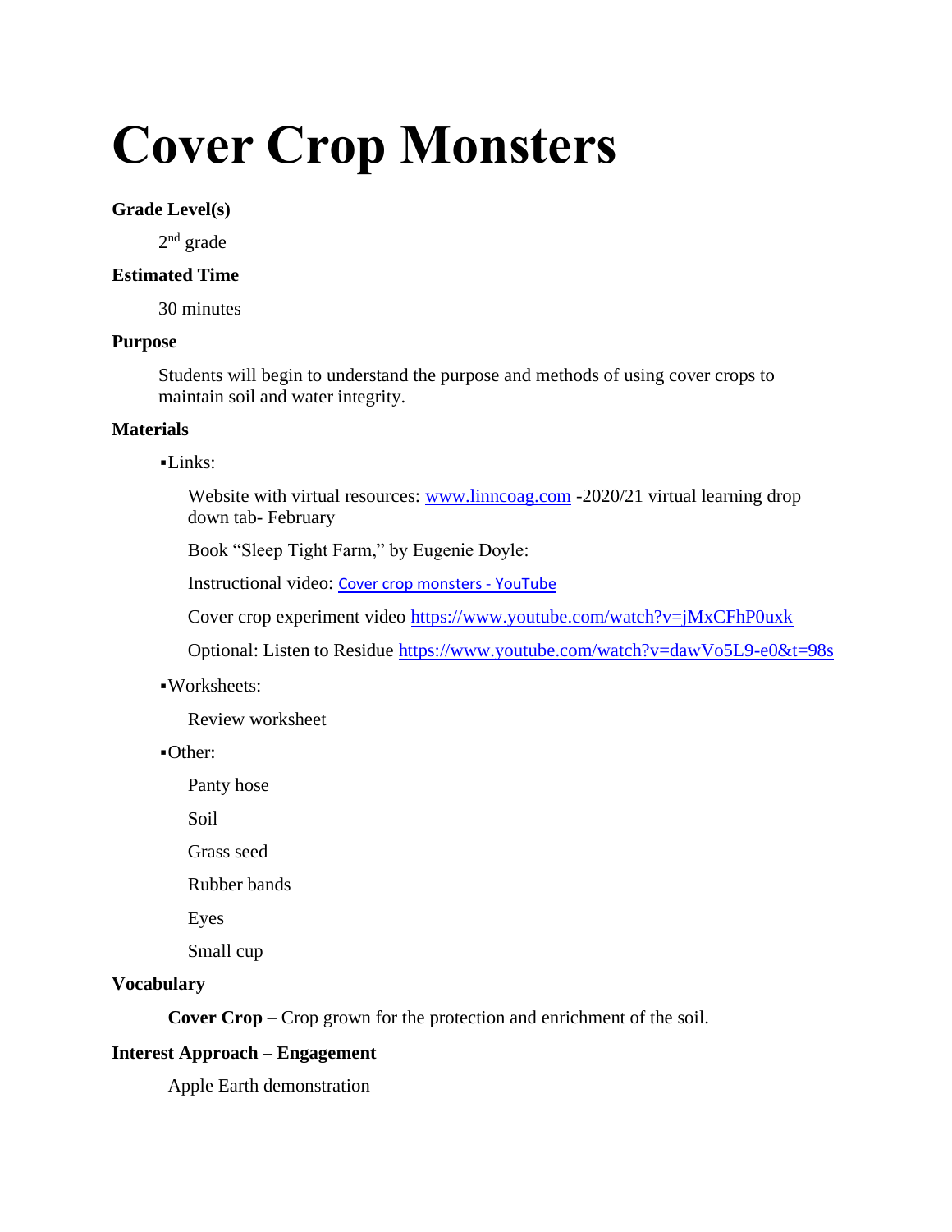# Cover Crop Monsters

**Grade Level(s)**

2nd grade

**Estimated Time**

30 minutes

**Purpose**

Students will begin to understand the purpose and methods of using cover crops to maintain soil and water integrity.

**Materials**

- Links:

  Website with virtual resources: www.linncoag.com -2020/21 virtual learning drop down tab- February

  Book "Sleep Tight Farm," by Eugenie Doyle:

  Instructional video: Cover crop monsters - YouTube

  Cover crop experiment video https://www.youtube.com/watch?v=jMxCFhP0uxk

  Optional: Listen to Residue https://www.youtube.com/watch?v=dawVo5L9-e0&t=98s

- Worksheets:

  Review worksheet

- Other:

  Panty hose

  Soil

  Grass seed

  Rubber bands

  Eyes

  Small cup

**Vocabulary**

**Cover Crop** – Crop grown for the protection and enrichment of the soil.

**Interest Approach – Engagement**

Apple Earth demonstration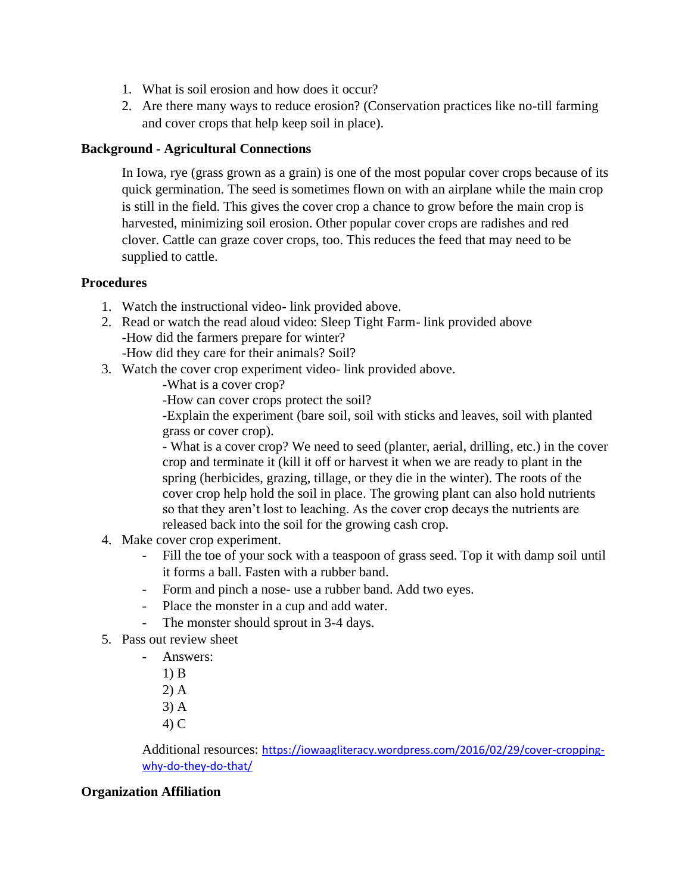1. What is soil erosion and how does it occur?
2. Are there many ways to reduce erosion? (Conservation practices like no-till farming and cover crops that help keep soil in place).

**Background - Agricultural Connections**

In Iowa, rye (grass grown as a grain) is one of the most popular cover crops because of its quick germination. The seed is sometimes flown on with an airplane while the main crop is still in the field. This gives the cover crop a chance to grow before the main crop is harvested, minimizing soil erosion. Other popular cover crops are radishes and red clover. Cattle can graze cover crops, too. This reduces the feed that may need to be supplied to cattle.

**Procedures**

1. Watch the instructional video- link provided above.
2. Read or watch the read aloud video: Sleep Tight Farm- link provided above
   -How did the farmers prepare for winter?
   -How did they care for their animals? Soil?
3. Watch the cover crop experiment video- link provided above.
   -What is a cover crop?
   -How can cover crops protect the soil?
   -Explain the experiment (bare soil, soil with sticks and leaves, soil with planted grass or cover crop).
   - What is a cover crop? We need to seed (planter, aerial, drilling, etc.) in the cover crop and terminate it (kill it off or harvest it when we are ready to plant in the spring (herbicides, grazing, tillage, or they die in the winter). The roots of the cover crop help hold the soil in place. The growing plant can also hold nutrients so that they aren't lost to leaching. As the cover crop decays the nutrients are released back into the soil for the growing cash crop.
4. Make cover crop experiment.
   - Fill the toe of your sock with a teaspoon of grass seed. Top it with damp soil until it forms a ball. Fasten with a rubber band.
   - Form and pinch a nose- use a rubber band. Add two eyes.
   - Place the monster in a cup and add water.
   - The monster should sprout in 3-4 days.
5. Pass out review sheet
   - Answers:
     1) B
     2) A
     3) A
     4) C

   Additional resources: https://iowaagliteracy.wordpress.com/2016/02/29/cover-cropping-why-do-they-do-that/

**Organization Affiliation**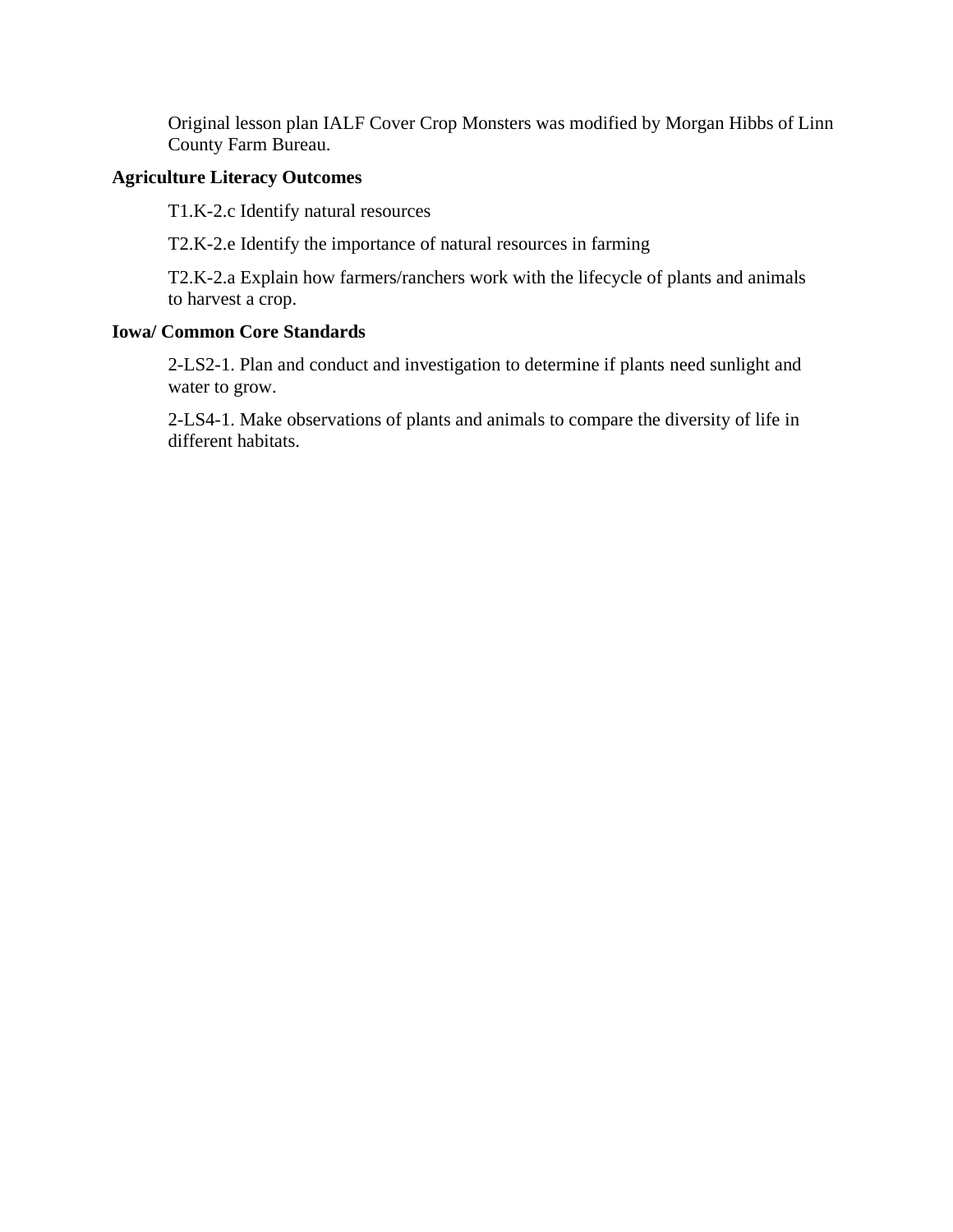Original lesson plan IALF Cover Crop Monsters was modified by Morgan Hibbs of Linn County Farm Bureau.

**Agriculture Literacy Outcomes**

T1.K-2.c Identify natural resources

T2.K-2.e Identify the importance of natural resources in farming

T2.K-2.a Explain how farmers/ranchers work with the lifecycle of plants and animals to harvest a crop.

**Iowa/ Common Core Standards**

2-LS2-1. Plan and conduct and investigation to determine if plants need sunlight and water to grow.

2-LS4-1. Make observations of plants and animals to compare the diversity of life in different habitats.